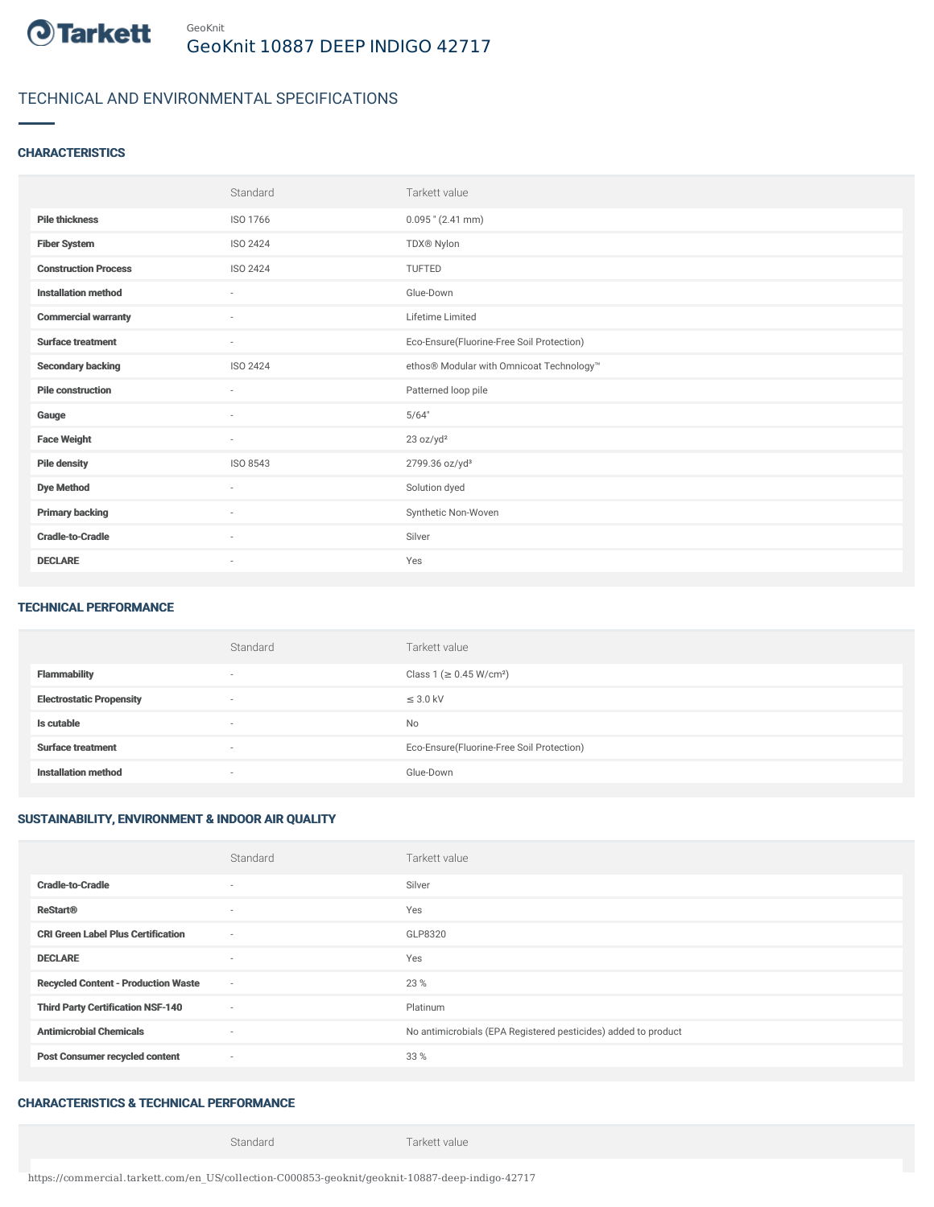GeoKnit

# GeoKnit 10887 DEEP INDIGO 42717

## TECHNICAL AND ENVIRONMENTAL SPECIFICATIONS

### CHARACTERISTICS

| | Standard | Tarkett value |
|---|---|---|
| **Pile thickness** | ISO 1766 | 0.095 " (2.41 mm) |
| **Fiber System** | ISO 2424 | TDX® Nylon |
| **Construction Process** | ISO 2424 | TUFTED |
| **Installation method** | - | Glue-Down |
| **Commercial warranty** | - | Lifetime Limited |
| **Surface treatment** | - | Eco-Ensure(Fluorine-Free Soil Protection) |
| **Secondary backing** | ISO 2424 | ethos® Modular with Omnicoat Technology™ |
| **Pile construction** | - | Patterned loop pile |
| **Gauge** | - | 5/64" |
| **Face Weight** | - | 23 oz/yd² |
| **Pile density** | ISO 8543 | 2799.36 oz/yd³ |
| **Dye Method** | - | Solution dyed |
| **Primary backing** | - | Synthetic Non-Woven |
| **Cradle-to-Cradle** | - | Silver |
| **DECLARE** | - | Yes |

### TECHNICAL PERFORMANCE

| | Standard | Tarkett value |
|---|---|---|
| **Flammability** | - | Class 1 (≥ 0.45 W/cm²) |
| **Electrostatic Propensity** | - | ≤ 3.0 kV |
| **Is cutable** | - | No |
| **Surface treatment** | - | Eco-Ensure(Fluorine-Free Soil Protection) |
| **Installation method** | - | Glue-Down |

### SUSTAINABILITY, ENVIRONMENT & INDOOR AIR QUALITY

| | Standard | Tarkett value |
|---|---|---|
| **Cradle-to-Cradle** | - | Silver |
| **ReStart®** | - | Yes |
| **CRI Green Label Plus Certification** | - | GLP8320 |
| **DECLARE** | - | Yes |
| **Recycled Content - Production Waste** | - | 23 % |
| **Third Party Certification NSF-140** | - | Platinum |
| **Antimicrobial Chemicals** | - | No antimicrobials (EPA Registered pesticides) added to product |
| **Post Consumer recycled content** | - | 33 % |

### CHARACTERISTICS & TECHNICAL PERFORMANCE

| | Standard | Tarkett value |
|---|---|---|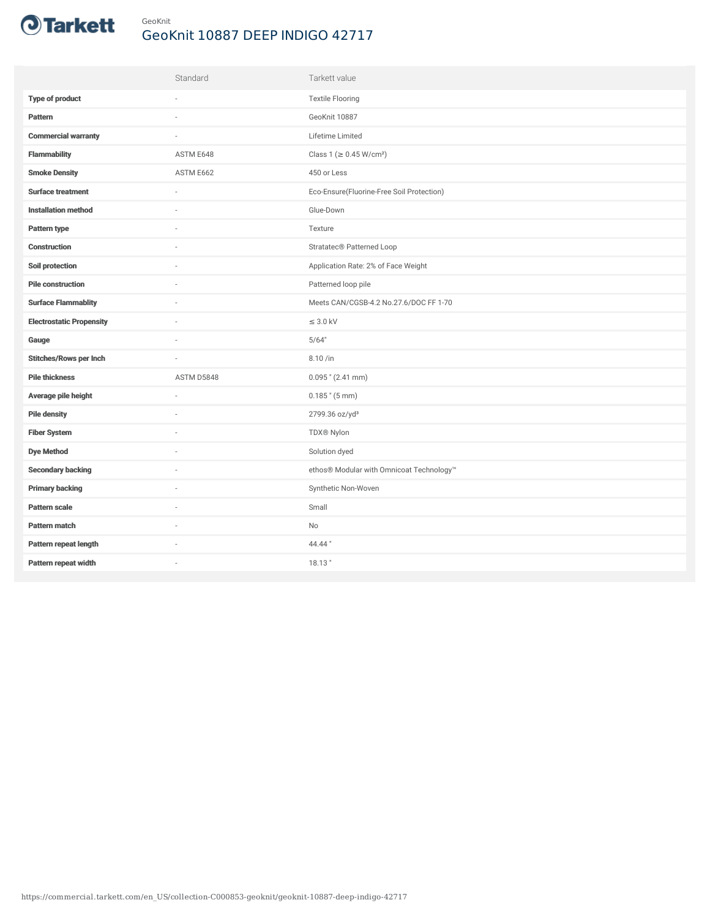GeoKnit

# GeoKnit 10887 DEEP INDIGO 42717

| | Standard | Tarkett value |
|---|---|---|
| **Type of product** | - | Textile Flooring |
| **Pattern** | - | GeoKnit 10887 |
| **Commercial warranty** | - | Lifetime Limited |
| **Flammability** | ASTM E648 | Class 1 (≥ 0.45 W/cm²) |
| **Smoke Density** | ASTM E662 | 450 or Less |
| **Surface treatment** | - | Eco-Ensure(Fluorine-Free Soil Protection) |
| **Installation method** | - | Glue-Down |
| **Pattern type** | - | Texture |
| **Construction** | - | Stratatec® Patterned Loop |
| **Soil protection** | - | Application Rate: 2% of Face Weight |
| **Pile construction** | - | Patterned loop pile |
| **Surface Flammablity** | - | Meets CAN/CGSB-4.2 No.27.6/DOC FF 1-70 |
| **Electrostatic Propensity** | - | ≤ 3.0 kV |
| **Gauge** | - | 5/64" |
| **Stitches/Rows per Inch** | - | 8.10 /in |
| **Pile thickness** | ASTM D5848 | 0.095 " (2.41 mm) |
| **Average pile height** | - | 0.185 " (5 mm) |
| **Pile density** | - | 2799.36 oz/yd³ |
| **Fiber System** | - | TDX® Nylon |
| **Dye Method** | - | Solution dyed |
| **Secondary backing** | - | ethos® Modular with Omnicoat Technology™ |
| **Primary backing** | - | Synthetic Non-Woven |
| **Pattern scale** | - | Small |
| **Pattern match** | - | No |
| **Pattern repeat length** | - | 44.44 " |
| **Pattern repeat width** | - | 18.13 " |

https://commercial.tarkett.com/en_US/collection-C000853-geoknit/geoknit-10887-deep-indigo-42717